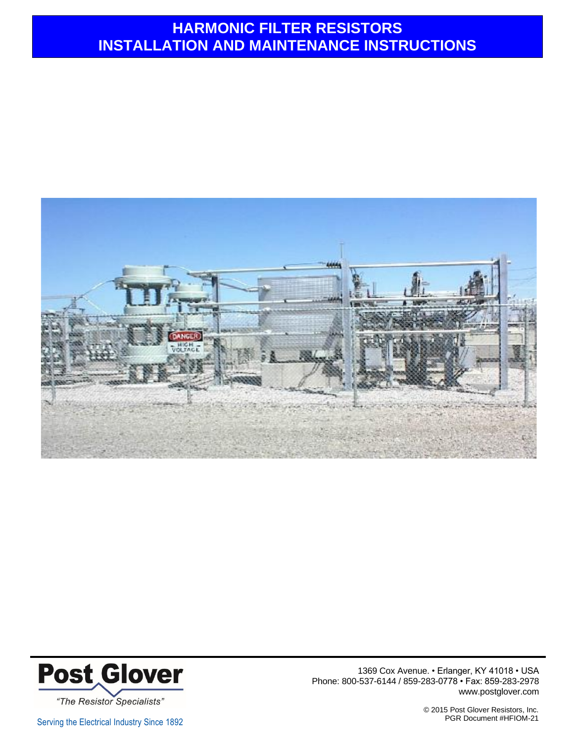# HARMONIC FILTER RESISTORS
# INSTALLATION AND MAINTENANCE INSTRUCTIONS

**Post Glover**

*"The Resistor Specialists"*

Serving the Electrical Industry Since 1892

1369 Cox Avenue. • Erlanger, KY 41018 • USA
Phone: 800-537-6144 / 859-283-0778 • Fax: 859-283-2978
www.postglover.com

© 2015 Post Glover Resistors, Inc.
PGR Document #HFIOM-21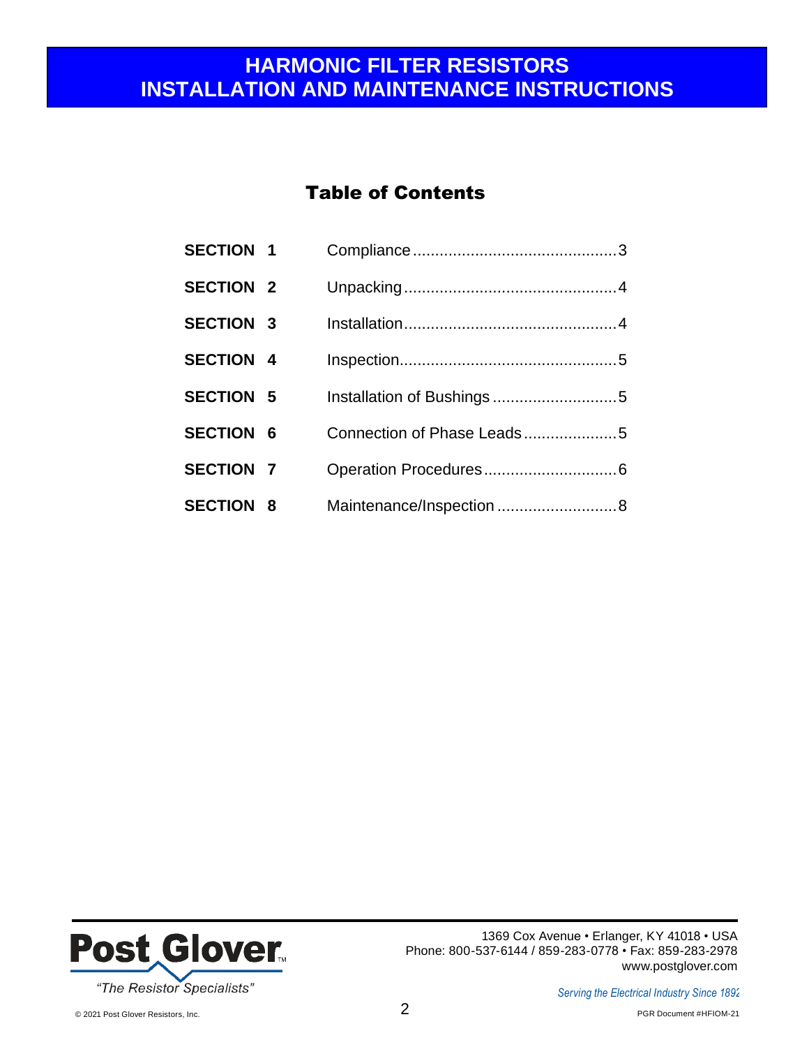# HARMONIC FILTER RESISTORS INSTALLATION AND MAINTENANCE INSTRUCTIONS

## Table of Contents

| | | |
|---|---|---|
| **SECTION 1** | Compliance | 3 |
| **SECTION 2** | Unpacking | 4 |
| **SECTION 3** | Installation | 4 |
| **SECTION 4** | Inspection | 5 |
| **SECTION 5** | Installation of Bushings | 5 |
| **SECTION 6** | Connection of Phase Leads | 5 |
| **SECTION 7** | Operation Procedures | 6 |
| **SECTION 8** | Maintenance/Inspection | 8 |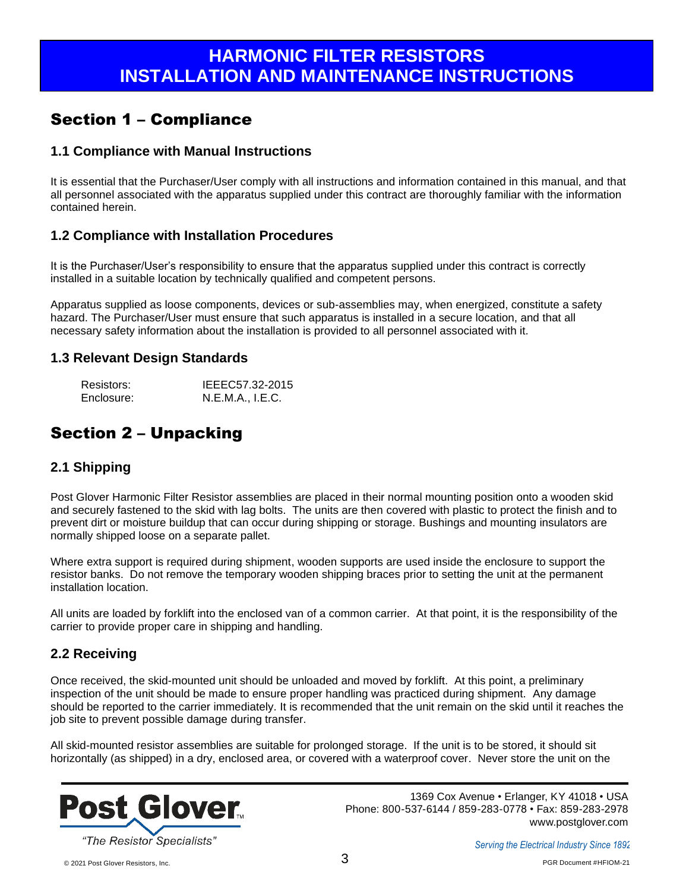# HARMONIC FILTER RESISTORS INSTALLATION AND MAINTENANCE INSTRUCTIONS

## Section 1 – Compliance

### 1.1 Compliance with Manual Instructions

It is essential that the Purchaser/User comply with all instructions and information contained in this manual, and that all personnel associated with the apparatus supplied under this contract are thoroughly familiar with the information contained herein.

### 1.2 Compliance with Installation Procedures

It is the Purchaser/User's responsibility to ensure that the apparatus supplied under this contract is correctly installed in a suitable location by technically qualified and competent persons.

Apparatus supplied as loose components, devices or sub-assemblies may, when energized, constitute a safety hazard. The Purchaser/User must ensure that such apparatus is installed in a secure location, and that all necessary safety information about the installation is provided to all personnel associated with it.

### 1.3 Relevant Design Standards

| | |
|---|---|
| Resistors: | IEEEC57.32-2015 |
| Enclosure: | N.E.M.A., I.E.C. |

## Section 2 – Unpacking

### 2.1 Shipping

Post Glover Harmonic Filter Resistor assemblies are placed in their normal mounting position onto a wooden skid and securely fastened to the skid with lag bolts. The units are then covered with plastic to protect the finish and to prevent dirt or moisture buildup that can occur during shipping or storage. Bushings and mounting insulators are normally shipped loose on a separate pallet.

Where extra support is required during shipment, wooden supports are used inside the enclosure to support the resistor banks. Do not remove the temporary wooden shipping braces prior to setting the unit at the permanent installation location.

All units are loaded by forklift into the enclosed van of a common carrier. At that point, it is the responsibility of the carrier to provide proper care in shipping and handling.

### 2.2 Receiving

Once received, the skid-mounted unit should be unloaded and moved by forklift. At this point, a preliminary inspection of the unit should be made to ensure proper handling was practiced during shipment. Any damage should be reported to the carrier immediately. It is recommended that the unit remain on the skid until it reaches the job site to prevent possible damage during transfer.

All skid-mounted resistor assemblies are suitable for prolonged storage. If the unit is to be stored, it should sit horizontally (as shipped) in a dry, enclosed area, or covered with a waterproof cover. Never store the unit on the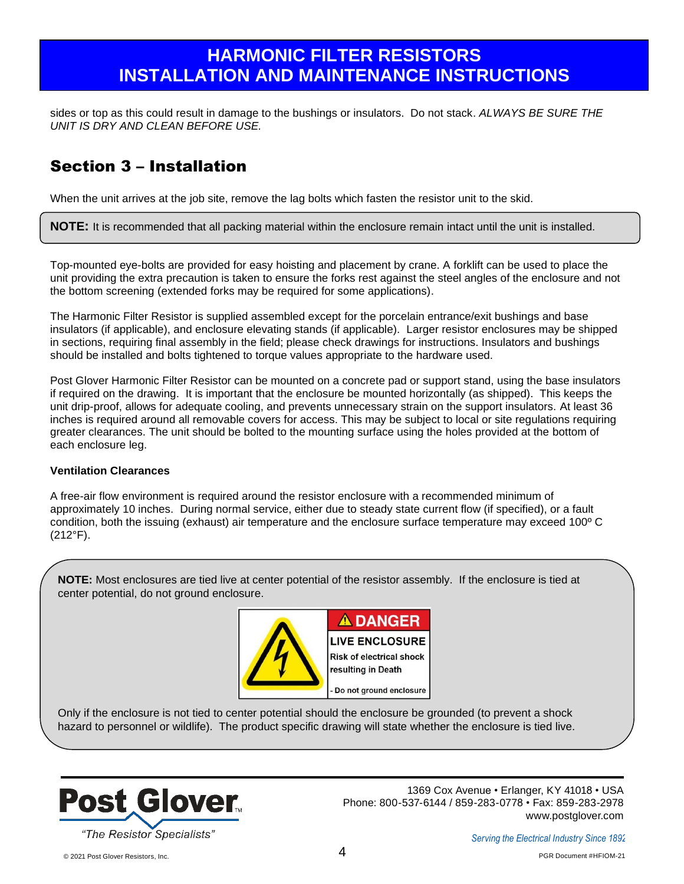sides or top as this could result in damage to the bushings or insulators. Do not stack. *ALWAYS BE SURE THE UNIT IS DRY AND CLEAN BEFORE USE.*

## Section 3 – Installation

When the unit arrives at the job site, remove the lag bolts which fasten the resistor unit to the skid.

> **NOTE:** It is recommended that all packing material within the enclosure remain intact until the unit is installed.

Top-mounted eye-bolts are provided for easy hoisting and placement by crane. A forklift can be used to place the unit providing the extra precaution is taken to ensure the forks rest against the steel angles of the enclosure and not the bottom screening (extended forks may be required for some applications).

The Harmonic Filter Resistor is supplied assembled except for the porcelain entrance/exit bushings and base insulators (if applicable), and enclosure elevating stands (if applicable). Larger resistor enclosures may be shipped in sections, requiring final assembly in the field; please check drawings for instructions. Insulators and bushings should be installed and bolts tightened to torque values appropriate to the hardware used.

Post Glover Harmonic Filter Resistor can be mounted on a concrete pad or support stand, using the base insulators if required on the drawing. It is important that the enclosure be mounted horizontally (as shipped). This keeps the unit drip-proof, allows for adequate cooling, and prevents unnecessary strain on the support insulators. At least 36 inches is required around all removable covers for access. This may be subject to local or site regulations requiring greater clearances. The unit should be bolted to the mounting surface using the holes provided at the bottom of each enclosure leg.

**Ventilation Clearances**

A free-air flow environment is required around the resistor enclosure with a recommended minimum of approximately 10 inches. During normal service, either due to steady state current flow (if specified), or a fault condition, both the issuing (exhaust) air temperature and the enclosure surface temperature may exceed 100º C (212°F).

> **NOTE:** Most enclosures are tied live at center potential of the resistor assembly. If the enclosure is tied at center potential, do not ground enclosure.
>
> **DANGER**
> **LIVE ENCLOSURE**
> **Risk of electrical shock resulting in Death**
> **- Do not ground enclosure**
>
> Only if the enclosure is not tied to center potential should the enclosure be grounded (to prevent a shock hazard to personnel or wildlife). The product specific drawing will state whether the enclosure is tied live.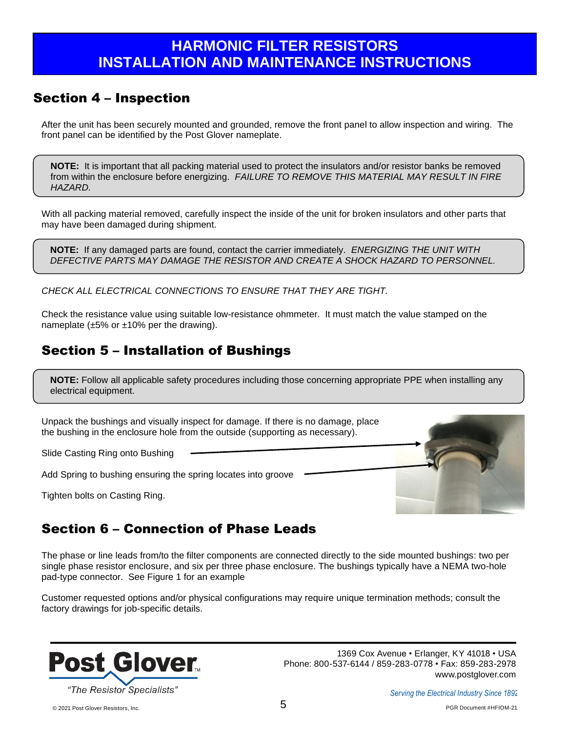# HARMONIC FILTER RESISTORS INSTALLATION AND MAINTENANCE INSTRUCTIONS

## Section 4 – Inspection

After the unit has been securely mounted and grounded, remove the front panel to allow inspection and wiring. The front panel can be identified by the Post Glover nameplate.

> **NOTE:** It is important that all packing material used to protect the insulators and/or resistor banks be removed from within the enclosure before energizing. *FAILURE TO REMOVE THIS MATERIAL MAY RESULT IN FIRE HAZARD.*

With all packing material removed, carefully inspect the inside of the unit for broken insulators and other parts that may have been damaged during shipment.

> **NOTE:** If any damaged parts are found, contact the carrier immediately. *ENERGIZING THE UNIT WITH DEFECTIVE PARTS MAY DAMAGE THE RESISTOR AND CREATE A SHOCK HAZARD TO PERSONNEL.*

*CHECK ALL ELECTRICAL CONNECTIONS TO ENSURE THAT THEY ARE TIGHT.*

Check the resistance value using suitable low-resistance ohmmeter. It must match the value stamped on the nameplate (±5% or ±10% per the drawing).

## Section 5 – Installation of Bushings

> **NOTE:** Follow all applicable safety procedures including those concerning appropriate PPE when installing any electrical equipment.

Unpack the bushings and visually inspect for damage. If there is no damage, place the bushing in the enclosure hole from the outside (supporting as necessary).

Slide Casting Ring onto Bushing

Add Spring to bushing ensuring the spring locates into groove

Tighten bolts on Casting Ring.

## Section 6 – Connection of Phase Leads

The phase or line leads from/to the filter components are connected directly to the side mounted bushings: two per single phase resistor enclosure, and six per three phase enclosure. The bushings typically have a NEMA two-hole pad-type connector. See Figure 1 for an example

Customer requested options and/or physical configurations may require unique termination methods; consult the factory drawings for job-specific details.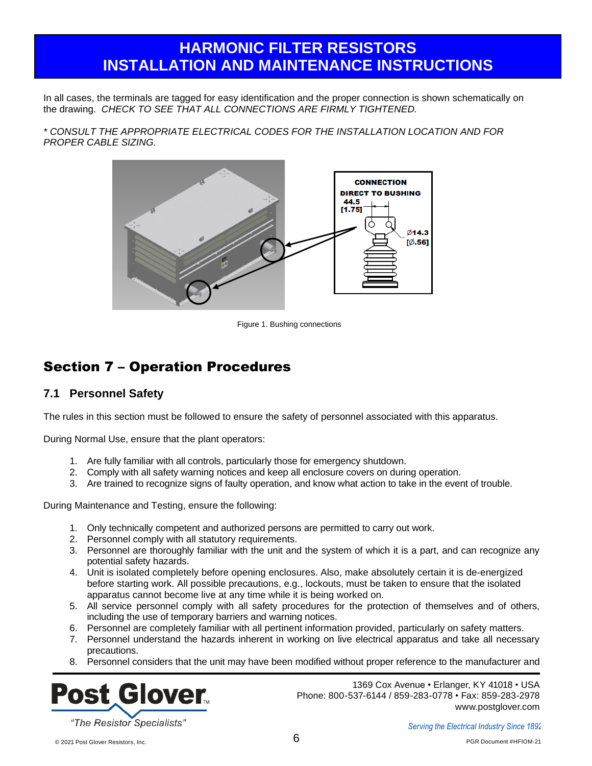In all cases, the terminals are tagged for easy identification and the proper connection is shown schematically on the drawing. *CHECK TO SEE THAT ALL CONNECTIONS ARE FIRMLY TIGHTENED.*

*\* CONSULT THE APPROPRIATE ELECTRICAL CODES FOR THE INSTALLATION LOCATION AND FOR PROPER CABLE SIZING.*

Figure 1. Bushing connections

## Section 7 – Operation Procedures

### 7.1 Personnel Safety

The rules in this section must be followed to ensure the safety of personnel associated with this apparatus.

During Normal Use, ensure that the plant operators:

1. Are fully familiar with all controls, particularly those for emergency shutdown.
2. Comply with all safety warning notices and keep all enclosure covers on during operation.
3. Are trained to recognize signs of faulty operation, and know what action to take in the event of trouble.

During Maintenance and Testing, ensure the following:

1. Only technically competent and authorized persons are permitted to carry out work.
2. Personnel comply with all statutory requirements.
3. Personnel are thoroughly familiar with the unit and the system of which it is a part, and can recognize any potential safety hazards.
4. Unit is isolated completely before opening enclosures. Also, make absolutely certain it is de-energized before starting work. All possible precautions, e.g., lockouts, must be taken to ensure that the isolated apparatus cannot become live at any time while it is being worked on.
5. All service personnel comply with all safety procedures for the protection of themselves and of others, including the use of temporary barriers and warning notices.
6. Personnel are completely familiar with all pertinent information provided, particularly on safety matters.
7. Personnel understand the hazards inherent in working on live electrical apparatus and take all necessary precautions.
8. Personnel considers that the unit may have been modified without proper reference to the manufacturer and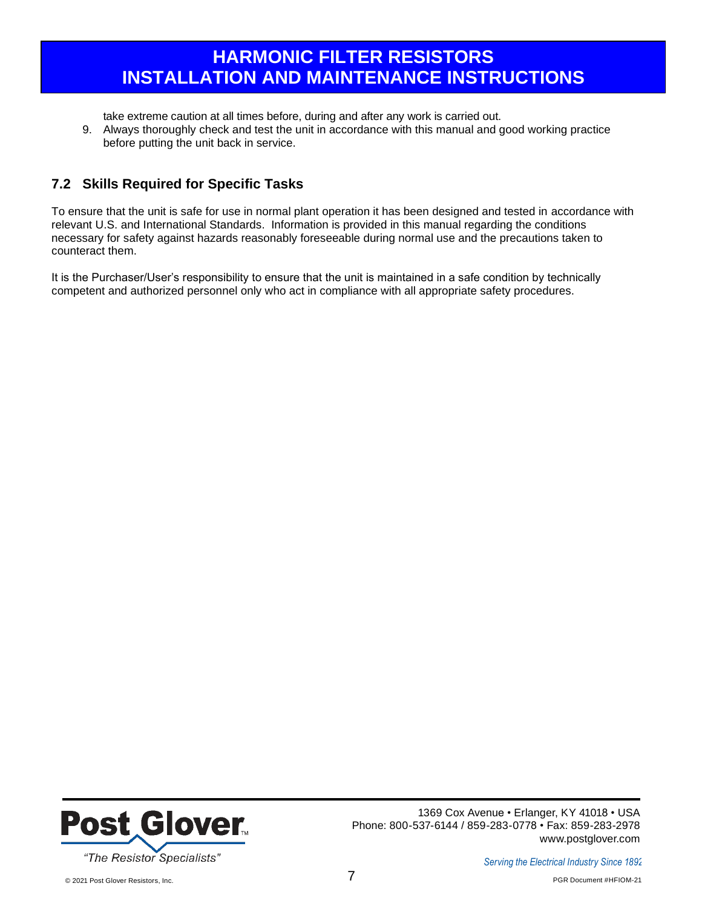take extreme caution at all times before, during and after any work is carried out.

9. Always thoroughly check and test the unit in accordance with this manual and good working practice before putting the unit back in service.

## 7.2 Skills Required for Specific Tasks

To ensure that the unit is safe for use in normal plant operation it has been designed and tested in accordance with relevant U.S. and International Standards. Information is provided in this manual regarding the conditions necessary for safety against hazards reasonably foreseeable during normal use and the precautions taken to counteract them.

It is the Purchaser/User's responsibility to ensure that the unit is maintained in a safe condition by technically competent and authorized personnel only who act in compliance with all appropriate safety procedures.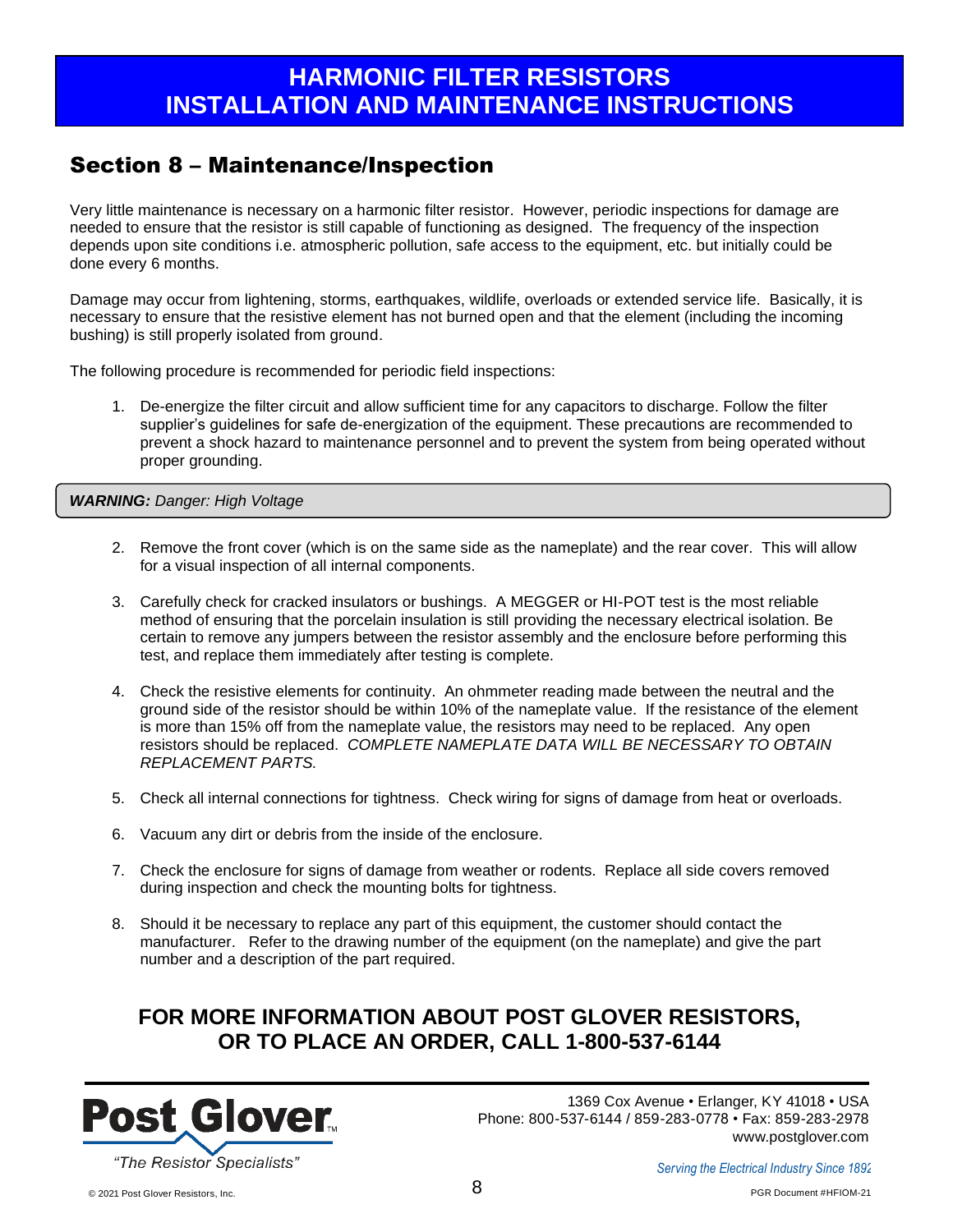# HARMONIC FILTER RESISTORS
# INSTALLATION AND MAINTENANCE INSTRUCTIONS

## Section 8 – Maintenance/Inspection

Very little maintenance is necessary on a harmonic filter resistor. However, periodic inspections for damage are needed to ensure that the resistor is still capable of functioning as designed. The frequency of the inspection depends upon site conditions i.e. atmospheric pollution, safe access to the equipment, etc. but initially could be done every 6 months.

Damage may occur from lightening, storms, earthquakes, wildlife, overloads or extended service life. Basically, it is necessary to ensure that the resistive element has not burned open and that the element (including the incoming bushing) is still properly isolated from ground.

The following procedure is recommended for periodic field inspections:

1. De-energize the filter circuit and allow sufficient time for any capacitors to discharge. Follow the filter supplier's guidelines for safe de-energization of the equipment. These precautions are recommended to prevent a shock hazard to maintenance personnel and to prevent the system from being operated without proper grounding.

***WARNING:*** *Danger: High Voltage*

2. Remove the front cover (which is on the same side as the nameplate) and the rear cover. This will allow for a visual inspection of all internal components.

3. Carefully check for cracked insulators or bushings. A MEGGER or HI-POT test is the most reliable method of ensuring that the porcelain insulation is still providing the necessary electrical isolation. Be certain to remove any jumpers between the resistor assembly and the enclosure before performing this test, and replace them immediately after testing is complete.

4. Check the resistive elements for continuity. An ohmmeter reading made between the neutral and the ground side of the resistor should be within 10% of the nameplate value. If the resistance of the element is more than 15% off from the nameplate value, the resistors may need to be replaced. Any open resistors should be replaced. *COMPLETE NAMEPLATE DATA WILL BE NECESSARY TO OBTAIN REPLACEMENT PARTS.*

5. Check all internal connections for tightness. Check wiring for signs of damage from heat or overloads.

6. Vacuum any dirt or debris from the inside of the enclosure.

7. Check the enclosure for signs of damage from weather or rodents. Replace all side covers removed during inspection and check the mounting bolts for tightness.

8. Should it be necessary to replace any part of this equipment, the customer should contact the manufacturer. Refer to the drawing number of the equipment (on the nameplate) and give the part number and a description of the part required.

**FOR MORE INFORMATION ABOUT POST GLOVER RESISTORS, OR TO PLACE AN ORDER, CALL 1-800-537-6144**

Post Glover™
"The Resistor Specialists"

1369 Cox Avenue • Erlanger, KY 41018 • USA
Phone: 800-537-6144 / 859-283-0778 • Fax: 859-283-2978
www.postglover.com

*Serving the Electrical Industry Since 1892*

© 2021 Post Glover Resistors, Inc.

PGR Document #HFIOM-21